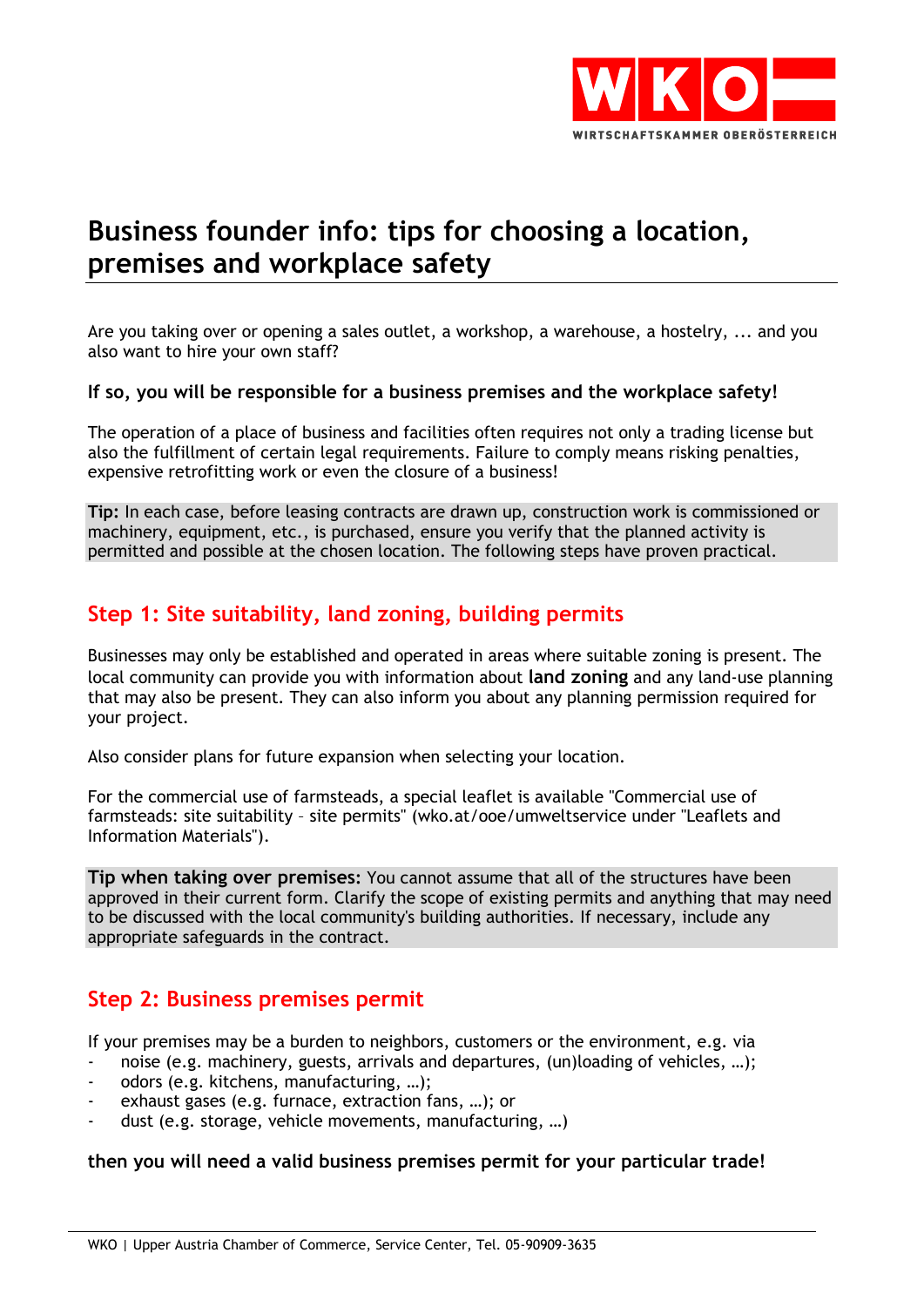# Business founder info: tips for choosing a location, premises and workplace safety

Are you taking over or opening a sales outlet, a workshop, a warehouse, a hostelry, ... and you also want to hire your own staff?

**If so, you will be responsible for a business premises and the workplace safety!**

The operation of a place of business and facilities often requires not only a trading license but also the fulfillment of certain legal requirements. Failure to comply means risking penalties, expensive retrofitting work or even the closure of a business!

**Tip:** In each case, before leasing contracts are drawn up, construction work is commissioned or machinery, equipment, etc., is purchased, ensure you verify that the planned activity is permitted and possible at the chosen location. The following steps have proven practical.

## Step 1: Site suitability, land zoning, building permits

Businesses may only be established and operated in areas where suitable zoning is present. The local community can provide you with information about **land zoning** and any land-use planning that may also be present. They can also inform you about any planning permission required for your project.

Also consider plans for future expansion when selecting your location.

For the commercial use of farmsteads, a special leaflet is available "Commercial use of farmsteads: site suitability – site permits" (wko.at/ooe/umweltservice under "Leaflets and Information Materials").

**Tip when taking over premises:** You cannot assume that all of the structures have been approved in their current form. Clarify the scope of existing permits and anything that may need to be discussed with the local community's building authorities. If necessary, include any appropriate safeguards in the contract.

## Step 2: Business premises permit

If your premises may be a burden to neighbors, customers or the environment, e.g. via

- noise (e.g. machinery, guests, arrivals and departures, (un)loading of vehicles, …);
- odors (e.g. kitchens, manufacturing, …);
- exhaust gases (e.g. furnace, extraction fans, …); or
- dust (e.g. storage, vehicle movements, manufacturing, …)

**then you will need a valid business premises permit for your particular trade!**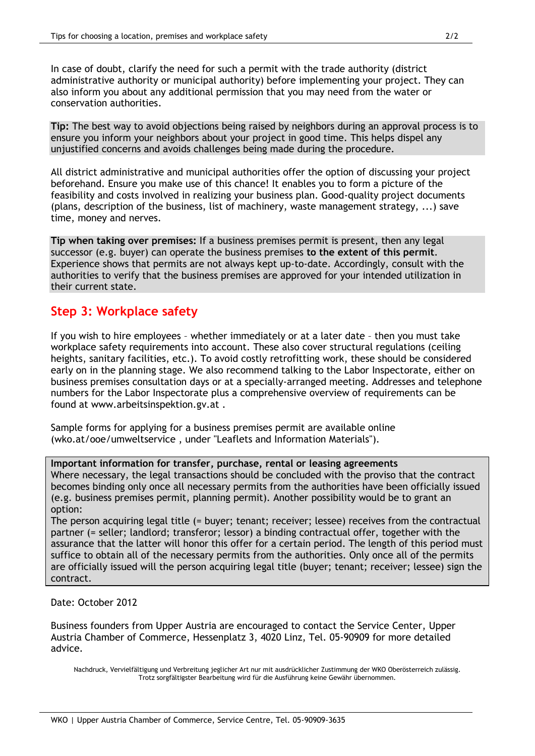In case of doubt, clarify the need for such a permit with the trade authority (district administrative authority or municipal authority) before implementing your project. They can also inform you about any additional permission that you may need from the water or conservation authorities.

**Tip:** The best way to avoid objections being raised by neighbors during an approval process is to ensure you inform your neighbors about your project in good time. This helps dispel any unjustified concerns and avoids challenges being made during the procedure.

All district administrative and municipal authorities offer the option of discussing your project beforehand. Ensure you make use of this chance! It enables you to form a picture of the feasibility and costs involved in realizing your business plan. Good-quality project documents (plans, description of the business, list of machinery, waste management strategy, ...) save time, money and nerves.

**Tip when taking over premises:** If a business premises permit is present, then any legal successor (e.g. buyer) can operate the business premises **to the extent of this permit**. Experience shows that permits are not always kept up-to-date. Accordingly, consult with the authorities to verify that the business premises are approved for your intended utilization in their current state.

## Step 3: Workplace safety

If you wish to hire employees – whether immediately or at a later date – then you must take workplace safety requirements into account. These also cover structural regulations (ceiling heights, sanitary facilities, etc.). To avoid costly retrofitting work, these should be considered early on in the planning stage. We also recommend talking to the Labor Inspectorate, either on business premises consultation days or at a specially-arranged meeting. Addresses and telephone numbers for the Labor Inspectorate plus a comprehensive overview of requirements can be found at www.arbeitsinspektion.gv.at .

Sample forms for applying for a business premises permit are available online (wko.at/ooe/umweltservice , under "Leaflets and Information Materials").

**Important information for transfer, purchase, rental or leasing agreements**
Where necessary, the legal transactions should be concluded with the proviso that the contract becomes binding only once all necessary permits from the authorities have been officially issued (e.g. business premises permit, planning permit). Another possibility would be to grant an option:
The person acquiring legal title (= buyer; tenant; receiver; lessee) receives from the contractual partner (= seller; landlord; transferor; lessor) a binding contractual offer, together with the assurance that the latter will honor this offer for a certain period. The length of this period must suffice to obtain all of the necessary permits from the authorities. Only once all of the permits are officially issued will the person acquiring legal title (buyer; tenant; receiver; lessee) sign the contract.

Date: October 2012

Business founders from Upper Austria are encouraged to contact the Service Center, Upper Austria Chamber of Commerce, Hessenplatz 3, 4020 Linz, Tel. 05-90909 for more detailed advice.

Nachdruck, Vervielfältigung und Verbreitung jeglicher Art nur mit ausdrücklicher Zustimmung der WKO Oberösterreich zulässig. Trotz sorgfältigster Bearbeitung wird für die Ausführung keine Gewähr übernommen.